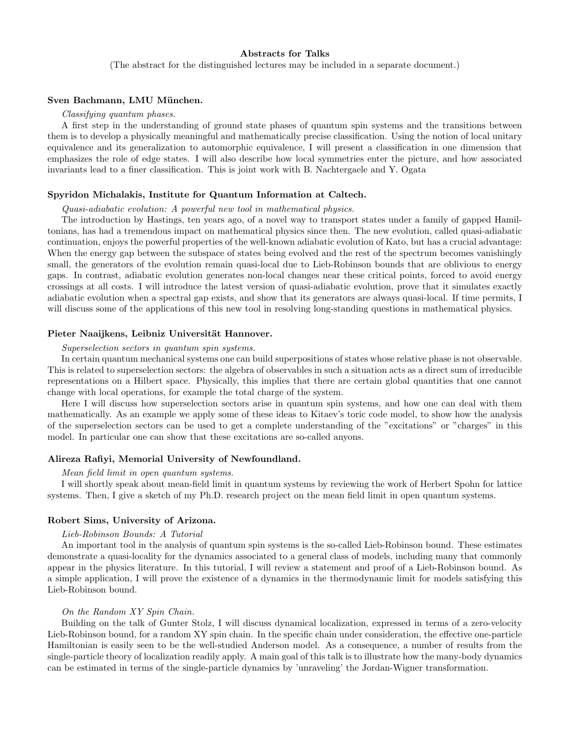# Abstracts for Talks

(The abstract for the distinguished lectures may be included in a separate document.)

### Sven Bachmann, LMU München.

*Classifying quantum phases.*

A first step in the understanding of ground state phases of quantum spin systems and the transitions between them is to develop a physically meaningful and mathematically precise classification. Using the notion of local unitary equivalence and its generalization to automorphic equivalence, I will present a classification in one dimension that emphasizes the role of edge states. I will also describe how local symmetries enter the picture, and how associated invariants lead to a finer classification. This is joint work with B. Nachtergaele and Y. Ogata

### Spyridon Michalakis, Institute for Quantum Information at Caltech.

*Quasi-adiabatic evolution: A powerful new tool in mathematical physics.*

The introduction by Hastings, ten years ago, of a novel way to transport states under a family of gapped Hamiltonians, has had a tremendous impact on mathematical physics since then. The new evolution, called quasi-adiabatic continuation, enjoys the powerful properties of the well-known adiabatic evolution of Kato, but has a crucial advantage: When the energy gap between the subspace of states being evolved and the rest of the spectrum becomes vanishingly small, the generators of the evolution remain quasi-local due to Lieb-Robinson bounds that are oblivious to energy gaps. In contrast, adiabatic evolution generates non-local changes near these critical points, forced to avoid energy crossings at all costs. I will introduce the latest version of quasi-adiabatic evolution, prove that it simulates exactly adiabatic evolution when a spectral gap exists, and show that its generators are always quasi-local. If time permits, I will discuss some of the applications of this new tool in resolving long-standing questions in mathematical physics.

### Pieter Naaijkens, Leibniz Universität Hannover.

*Superselection sectors in quantum spin systems.*

In certain quantum mechanical systems one can build superpositions of states whose relative phase is not observable. This is related to superselection sectors: the algebra of observables in such a situation acts as a direct sum of irreducible representations on a Hilbert space. Physically, this implies that there are certain global quantities that one cannot change with local operations, for example the total charge of the system.

Here I will discuss how superselection sectors arise in quantum spin systems, and how one can deal with them mathematically. As an example we apply some of these ideas to Kitaev's toric code model, to show how the analysis of the superselection sectors can be used to get a complete understanding of the "excitations" or "charges" in this model. In particular one can show that these excitations are so-called anyons.

### Alireza Rafiyi, Memorial University of Newfoundland.

*Mean field limit in open quantum systems.*

I will shortly speak about mean-field limit in quantum systems by reviewing the work of Herbert Spohn for lattice systems. Then, I give a sketch of my Ph.D. research project on the mean field limit in open quantum systems.

### Robert Sims, University of Arizona.

*Lieb-Robinson Bounds: A Tutorial*

An important tool in the analysis of quantum spin systems is the so-called Lieb-Robinson bound. These estimates demonstrate a quasi-locality for the dynamics associated to a general class of models, including many that commonly appear in the physics literature. In this tutorial, I will review a statement and proof of a Lieb-Robinson bound. As a simple application, I will prove the existence of a dynamics in the thermodynamic limit for models satisfying this Lieb-Robinson bound.

*On the Random XY Spin Chain.*

Building on the talk of Gunter Stolz, I will discuss dynamical localization, expressed in terms of a zero-velocity Lieb-Robinson bound, for a random XY spin chain. In the specific chain under consideration, the effective one-particle Hamiltonian is easily seen to be the well-studied Anderson model. As a consequence, a number of results from the single-particle theory of localization readily apply. A main goal of this talk is to illustrate how the many-body dynamics can be estimated in terms of the single-particle dynamics by 'unraveling' the Jordan-Wigner transformation.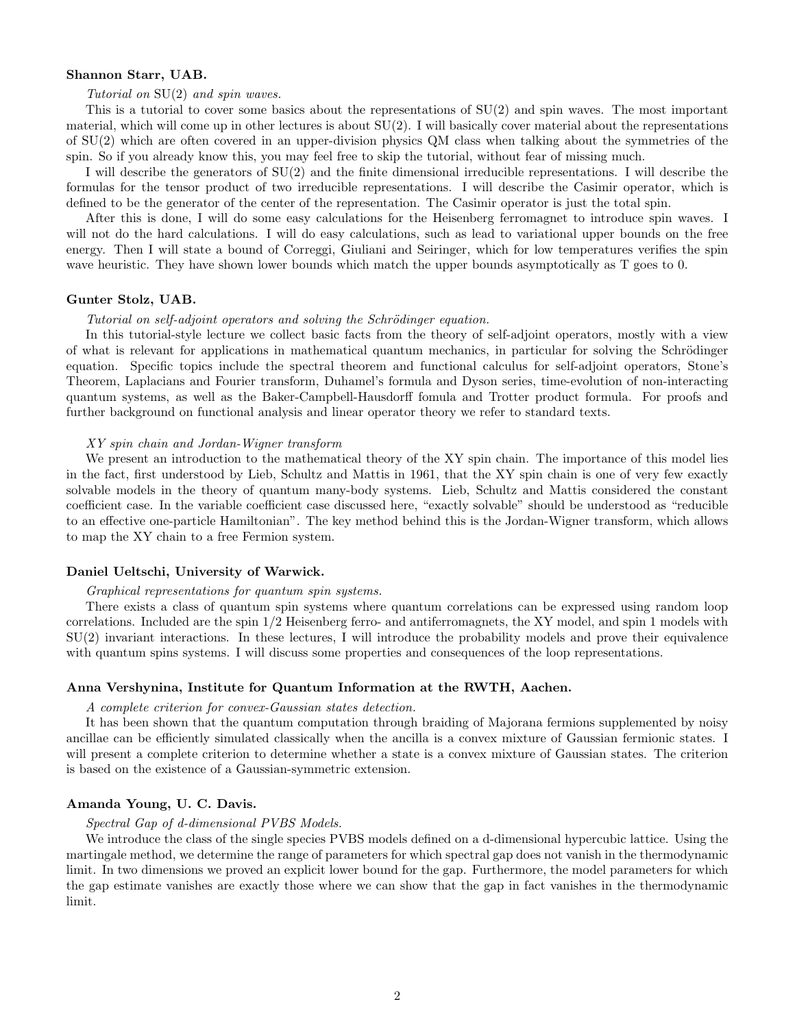**Shannon Starr, UAB.**

*Tutorial on* SU(2) *and spin waves.*

This is a tutorial to cover some basics about the representations of SU(2) and spin waves. The most important material, which will come up in other lectures is about SU(2). I will basically cover material about the representations of SU(2) which are often covered in an upper-division physics QM class when talking about the symmetries of the spin. So if you already know this, you may feel free to skip the tutorial, without fear of missing much.

I will describe the generators of SU(2) and the finite dimensional irreducible representations. I will describe the formulas for the tensor product of two irreducible representations. I will describe the Casimir operator, which is defined to be the generator of the center of the representation. The Casimir operator is just the total spin.

After this is done, I will do some easy calculations for the Heisenberg ferromagnet to introduce spin waves. I will not do the hard calculations. I will do easy calculations, such as lead to variational upper bounds on the free energy. Then I will state a bound of Correggi, Giuliani and Seiringer, which for low temperatures verifies the spin wave heuristic. They have shown lower bounds which match the upper bounds asymptotically as T goes to 0.

**Gunter Stolz, UAB.**

*Tutorial on self-adjoint operators and solving the Schrödinger equation.*

In this tutorial-style lecture we collect basic facts from the theory of self-adjoint operators, mostly with a view of what is relevant for applications in mathematical quantum mechanics, in particular for solving the Schrödinger equation. Specific topics include the spectral theorem and functional calculus for self-adjoint operators, Stone's Theorem, Laplacians and Fourier transform, Duhamel's formula and Dyson series, time-evolution of non-interacting quantum systems, as well as the Baker-Campbell-Hausdorff fomula and Trotter product formula. For proofs and further background on functional analysis and linear operator theory we refer to standard texts.

*XY spin chain and Jordan-Wigner transform*

We present an introduction to the mathematical theory of the XY spin chain. The importance of this model lies in the fact, first understood by Lieb, Schultz and Mattis in 1961, that the XY spin chain is one of very few exactly solvable models in the theory of quantum many-body systems. Lieb, Schultz and Mattis considered the constant coefficient case. In the variable coefficient case discussed here, "exactly solvable" should be understood as "reducible to an effective one-particle Hamiltonian". The key method behind this is the Jordan-Wigner transform, which allows to map the XY chain to a free Fermion system.

**Daniel Ueltschi, University of Warwick.**

*Graphical representations for quantum spin systems.*

There exists a class of quantum spin systems where quantum correlations can be expressed using random loop correlations. Included are the spin 1/2 Heisenberg ferro- and antiferromagnets, the XY model, and spin 1 models with SU(2) invariant interactions. In these lectures, I will introduce the probability models and prove their equivalence with quantum spins systems. I will discuss some properties and consequences of the loop representations.

**Anna Vershynina, Institute for Quantum Information at the RWTH, Aachen.**

*A complete criterion for convex-Gaussian states detection.*

It has been shown that the quantum computation through braiding of Majorana fermions supplemented by noisy ancillae can be efficiently simulated classically when the ancilla is a convex mixture of Gaussian fermionic states. I will present a complete criterion to determine whether a state is a convex mixture of Gaussian states. The criterion is based on the existence of a Gaussian-symmetric extension.

**Amanda Young, U. C. Davis.**

*Spectral Gap of d-dimensional PVBS Models.*

We introduce the class of the single species PVBS models defined on a d-dimensional hypercubic lattice. Using the martingale method, we determine the range of parameters for which spectral gap does not vanish in the thermodynamic limit. In two dimensions we proved an explicit lower bound for the gap. Furthermore, the model parameters for which the gap estimate vanishes are exactly those where we can show that the gap in fact vanishes in the thermodynamic limit.